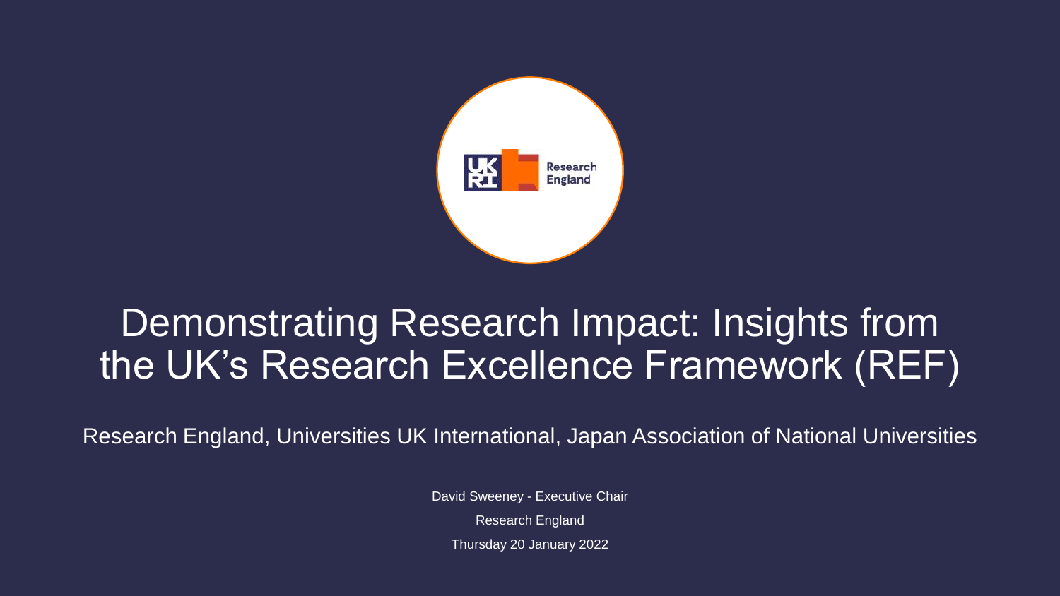# Demonstrating Research Impact: Insights from the UK's Research Excellence Framework (REF)

Research England, Universities UK International, Japan Association of National Universities

David Sweeney - Executive Chair

Research England

Thursday 20 January 2022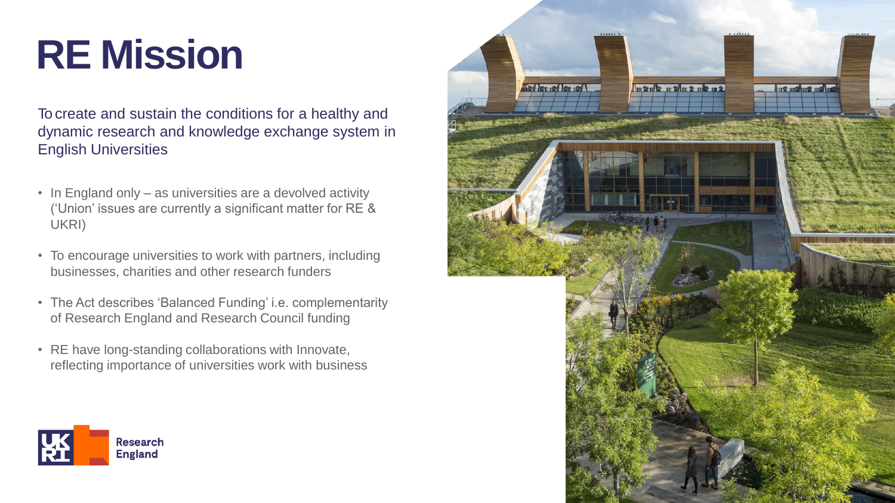# RE Mission

To create and sustain the conditions for a healthy and dynamic research and knowledge exchange system in English Universities

- In England only – as universities are a devolved activity ('Union' issues are currently a significant matter for RE & UKRI)
- To encourage universities to work with partners, including businesses, charities and other research funders
- The Act describes 'Balanced Funding' i.e. complementarity of Research England and Research Council funding
- RE have long-standing collaborations with Innovate, reflecting importance of universities work with business

UKRI Research England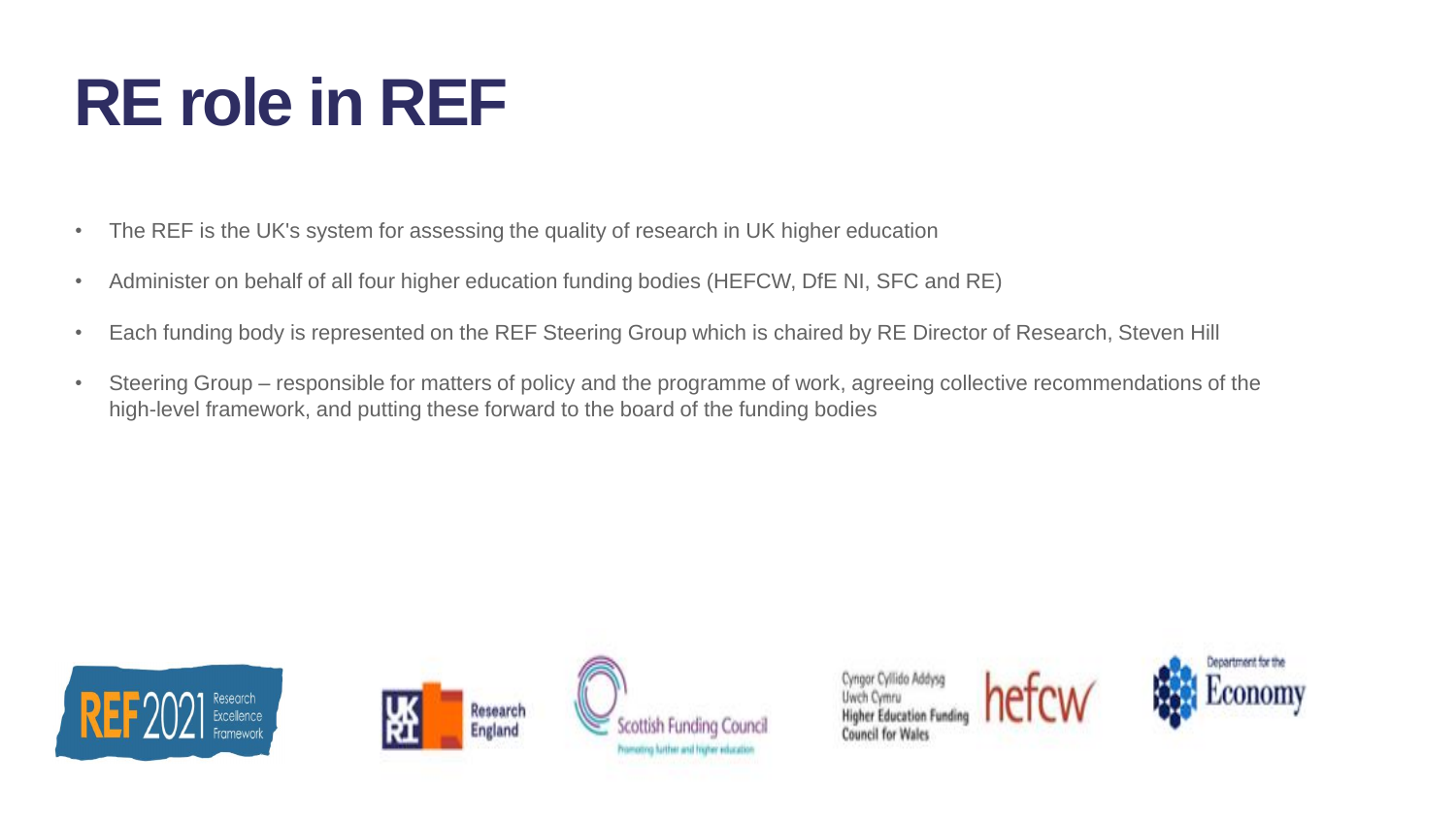# RE role in REF

- The REF is the UK's system for assessing the quality of research in UK higher education
- Administer on behalf of all four higher education funding bodies (HEFCW, DfE NI, SFC and RE)
- Each funding body is represented on the REF Steering Group which is chaired by RE Director of Research, Steven Hill
- Steering Group – responsible for matters of policy and the programme of work, agreeing collective recommendations of the high-level framework, and putting these forward to the board of the funding bodies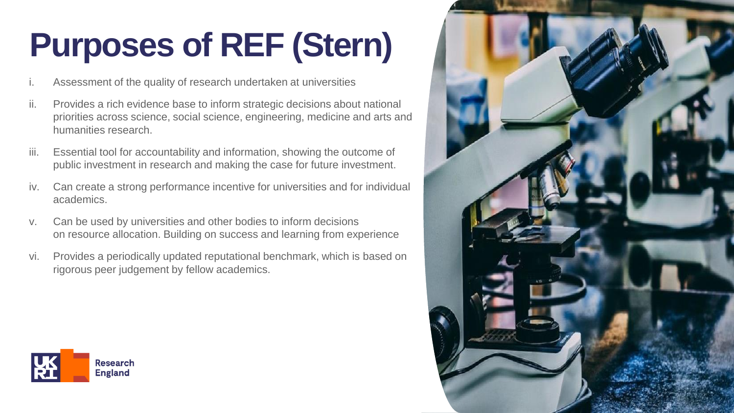# Purposes of REF (Stern)

i. Assessment of the quality of research undertaken at universities

ii. Provides a rich evidence base to inform strategic decisions about national priorities across science, social science, engineering, medicine and arts and humanities research.

iii. Essential tool for accountability and information, showing the outcome of public investment in research and making the case for future investment.

iv. Can create a strong performance incentive for universities and for individual academics.

v. Can be used by universities and other bodies to inform decisions on resource allocation. Building on success and learning from experience

vi. Provides a periodically updated reputational benchmark, which is based on rigorous peer judgement by fellow academics.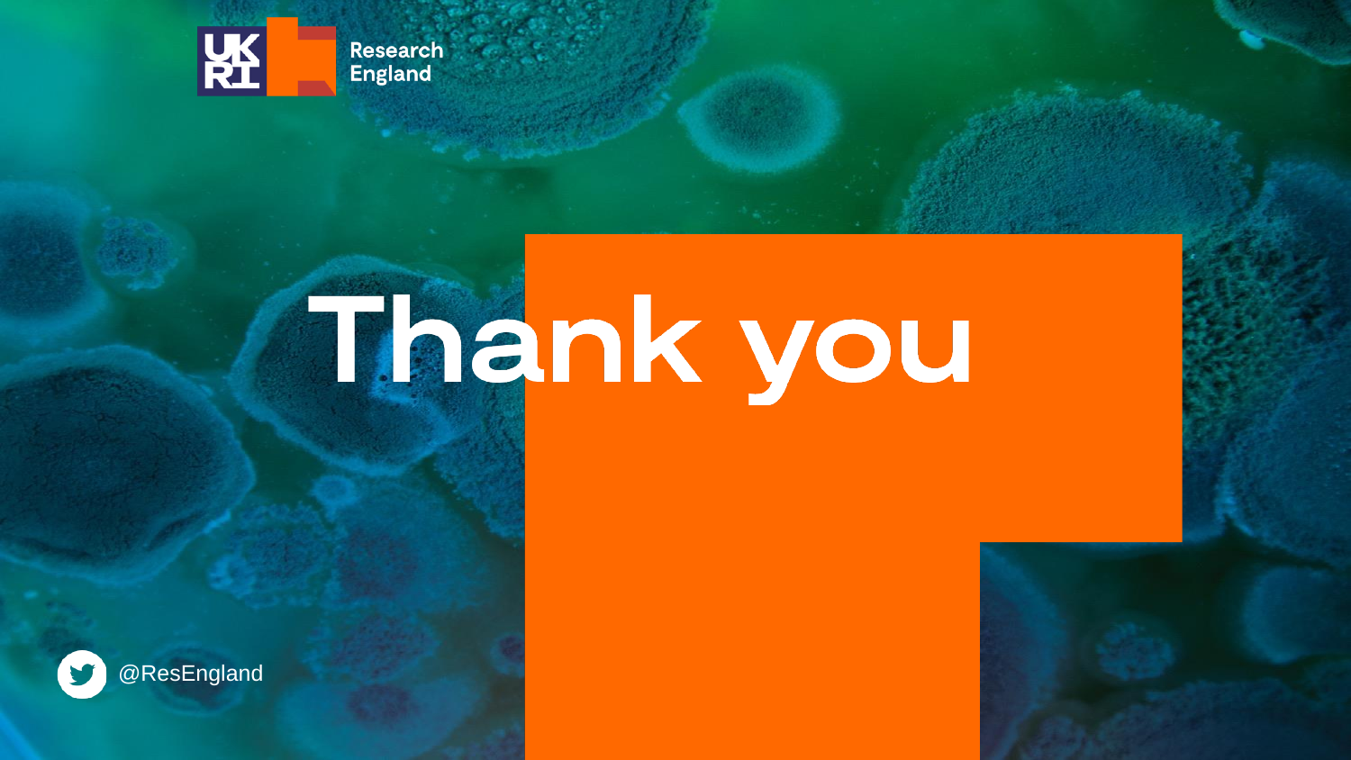Research England

# Thank you

@ResEngland